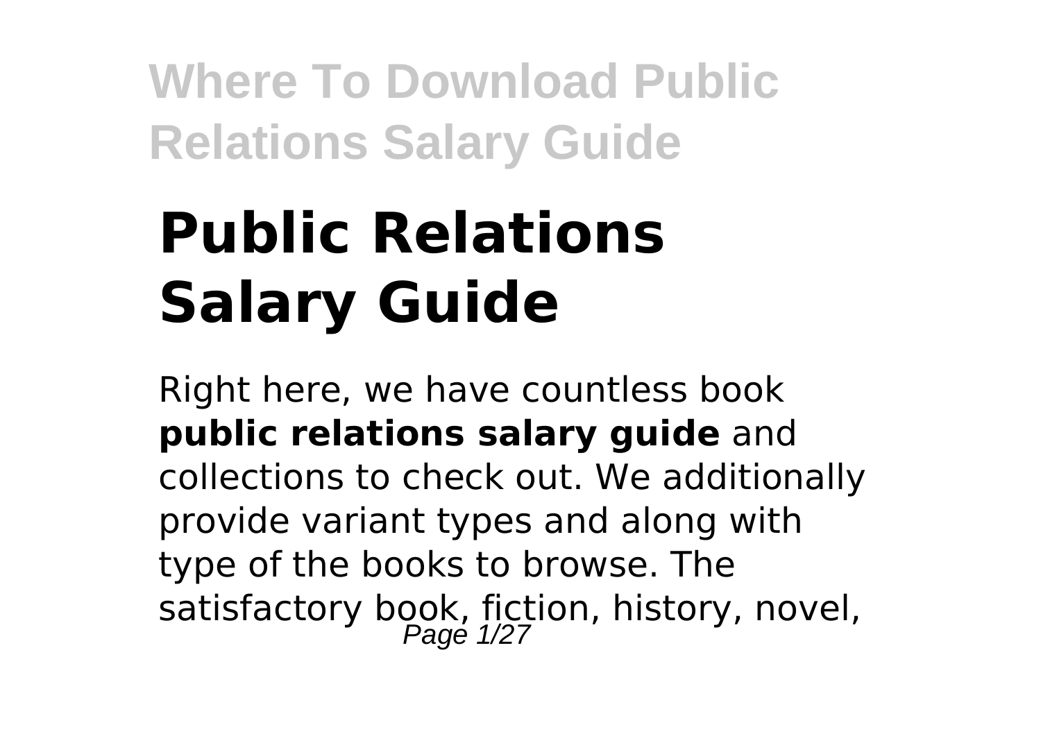# Public Relations Salary Guide

Right here, we have countless book **public relations salary guide** and collections to check out. We additionally provide variant types and along with type of the books to browse. The satisfactory book, fiction, history, novel,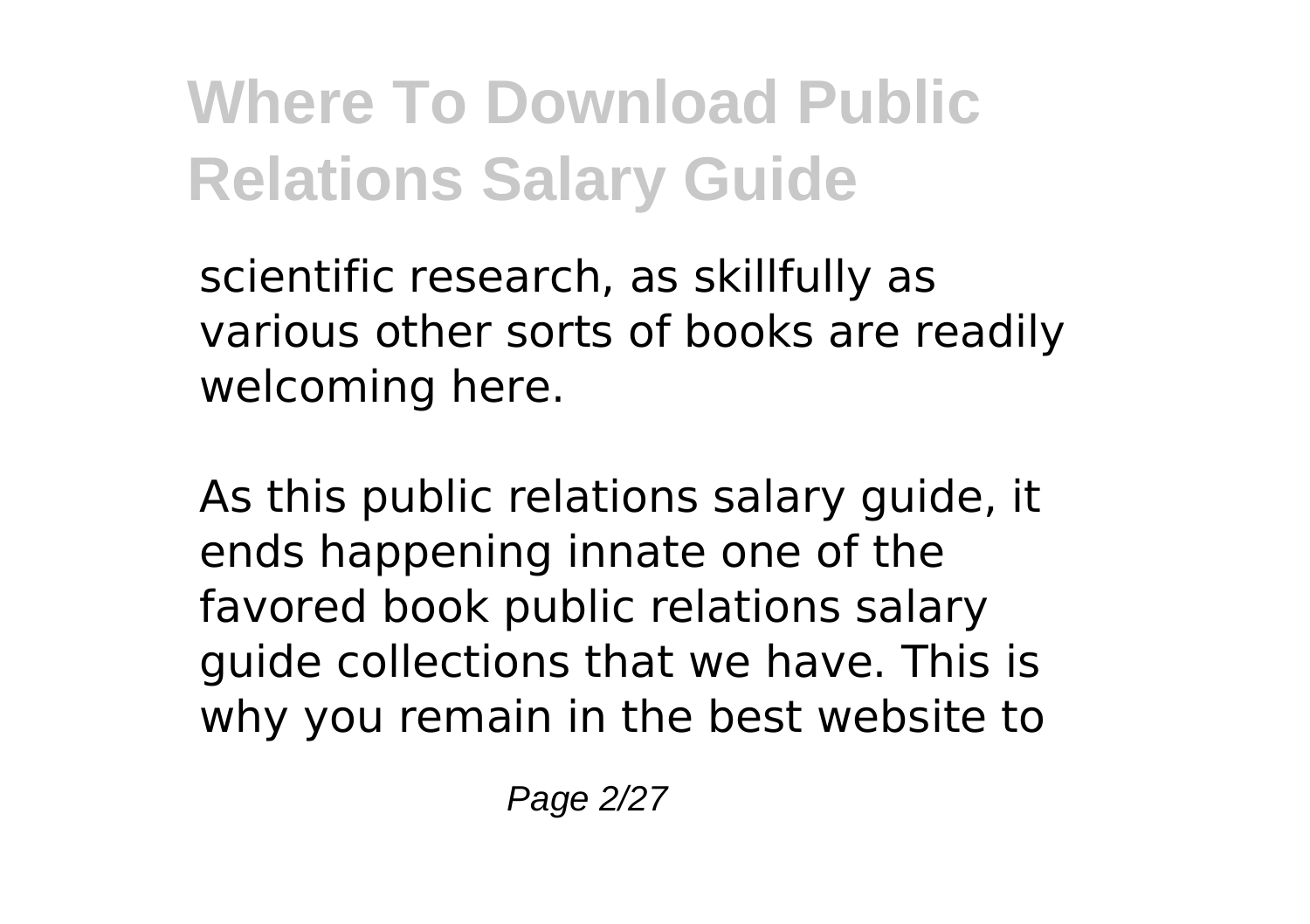scientific research, as skillfully as various other sorts of books are readily welcoming here.

As this public relations salary guide, it ends happening innate one of the favored book public relations salary guide collections that we have. This is why you remain in the best website to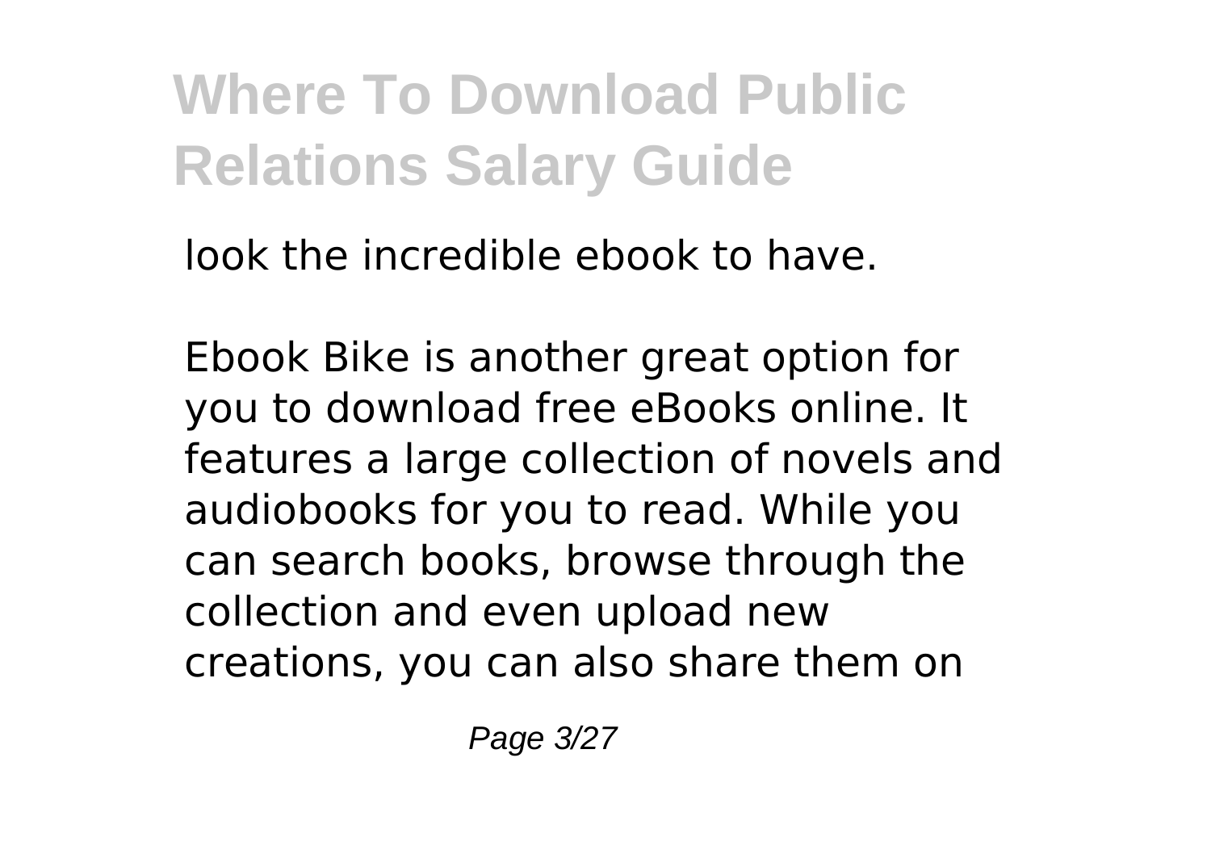look the incredible ebook to have.

Ebook Bike is another great option for you to download free eBooks online. It features a large collection of novels and audiobooks for you to read. While you can search books, browse through the collection and even upload new creations, you can also share them on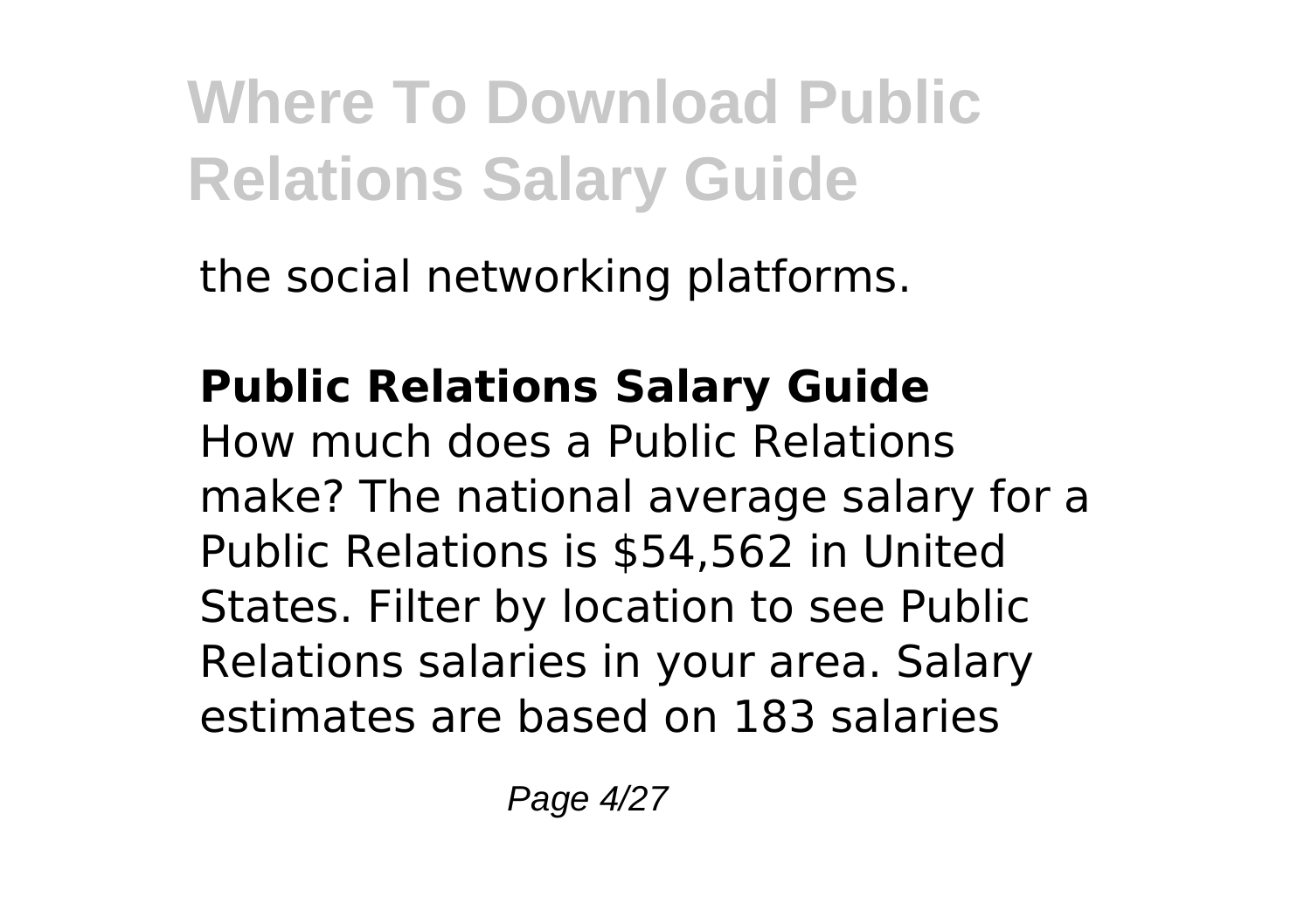the social networking platforms.

**Public Relations Salary Guide**

How much does a Public Relations make? The national average salary for a Public Relations is $54,562 in United States. Filter by location to see Public Relations salaries in your area. Salary estimates are based on 183 salaries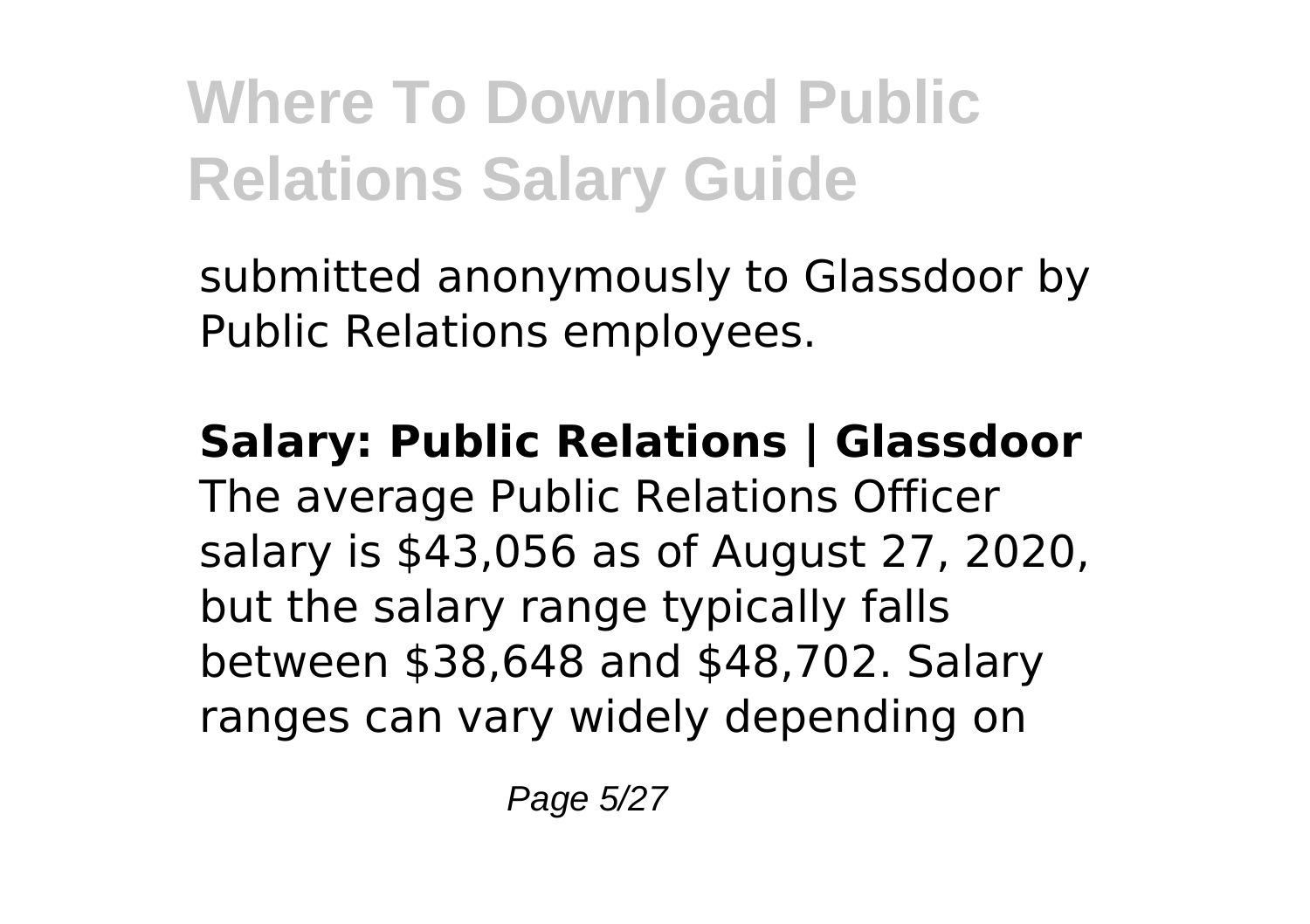submitted anonymously to Glassdoor by Public Relations employees.

**Salary: Public Relations | Glassdoor**

The average Public Relations Officer salary is $43,056 as of August 27, 2020, but the salary range typically falls between $38,648 and $48,702. Salary ranges can vary widely depending on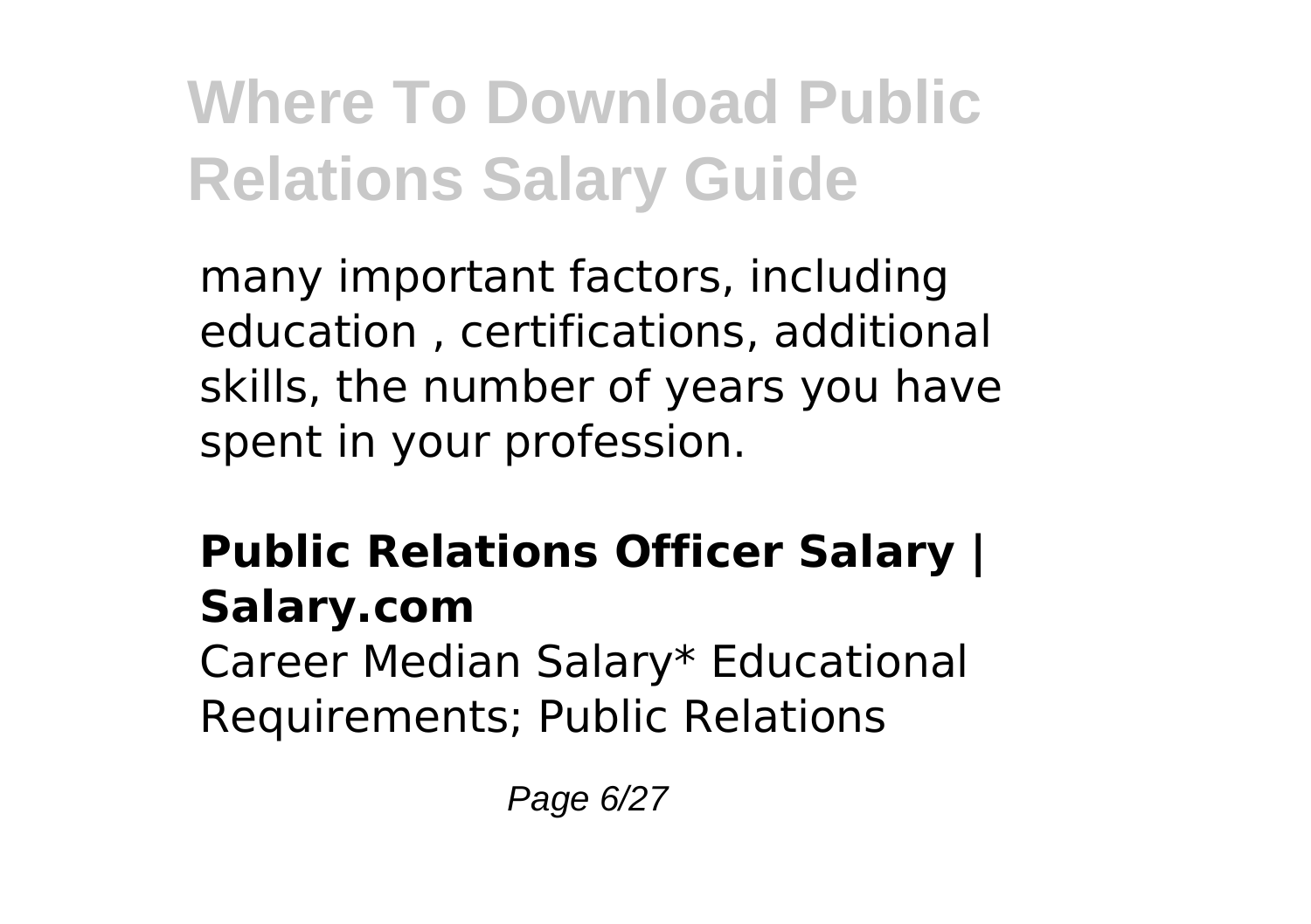many important factors, including education , certifications, additional skills, the number of years you have spent in your profession.

**Public Relations Officer Salary | Salary.com**

Career Median Salary* Educational Requirements; Public Relations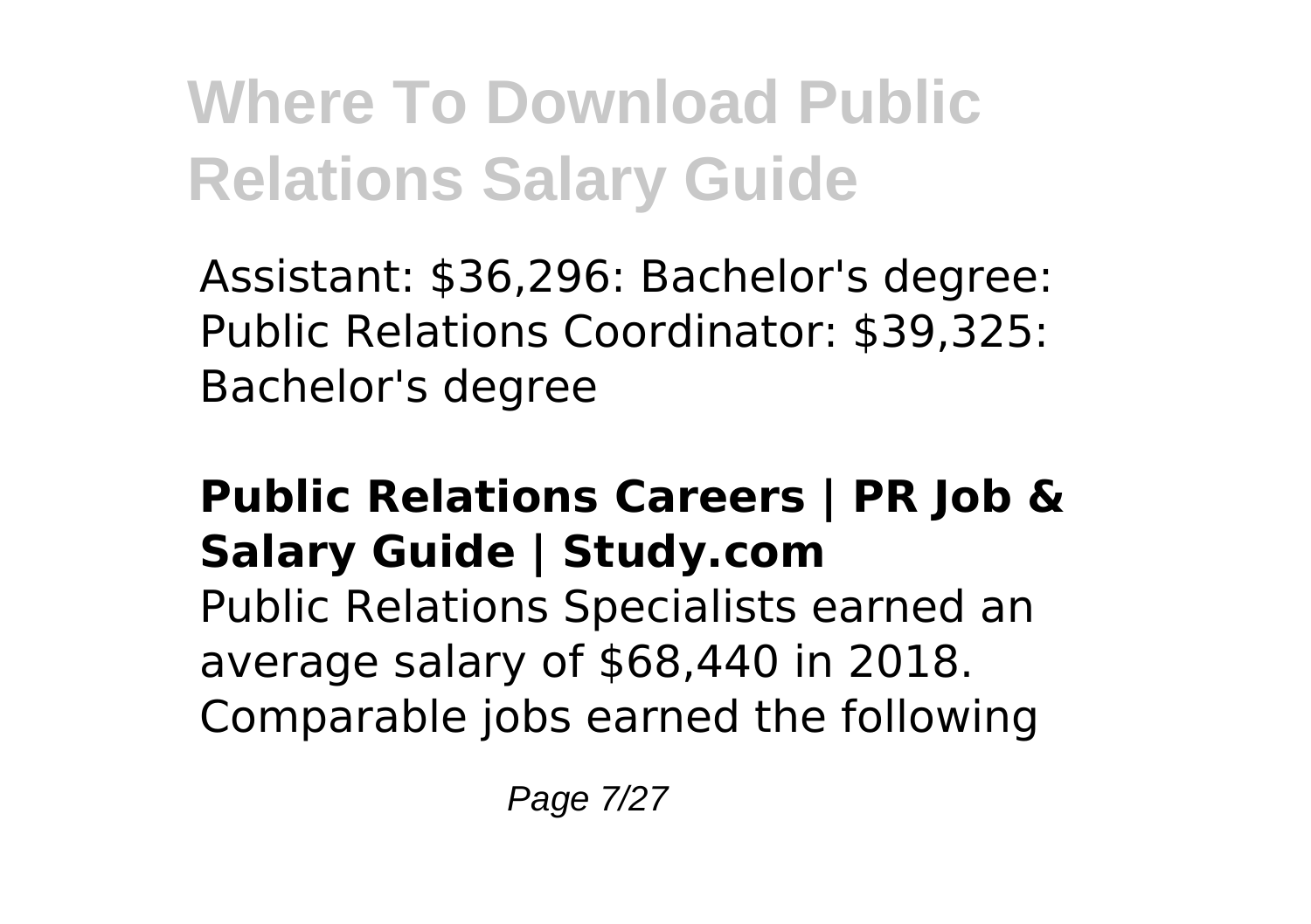Assistant: $36,296: Bachelor's degree: Public Relations Coordinator: $39,325: Bachelor's degree

**Public Relations Careers | PR Job & Salary Guide | Study.com**

Public Relations Specialists earned an average salary of $68,440 in 2018. Comparable jobs earned the following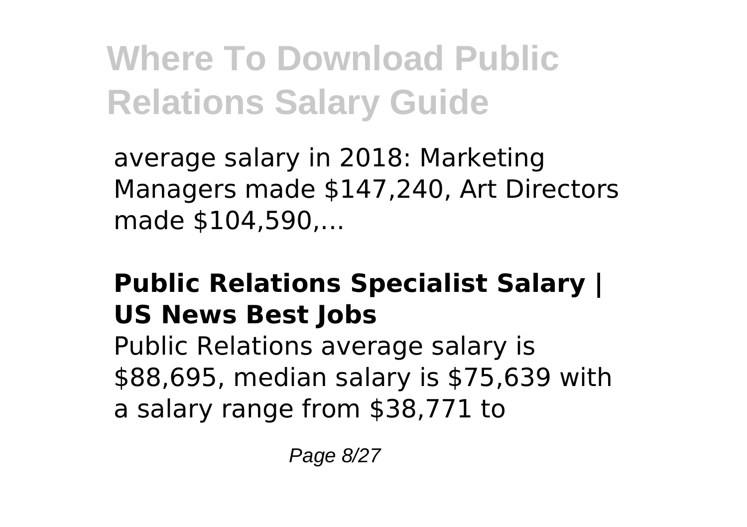average salary in 2018: Marketing Managers made $147,240, Art Directors made $104,590,...

### Public Relations Specialist Salary | US News Best Jobs

Public Relations average salary is $88,695, median salary is $75,639 with a salary range from $38,771 to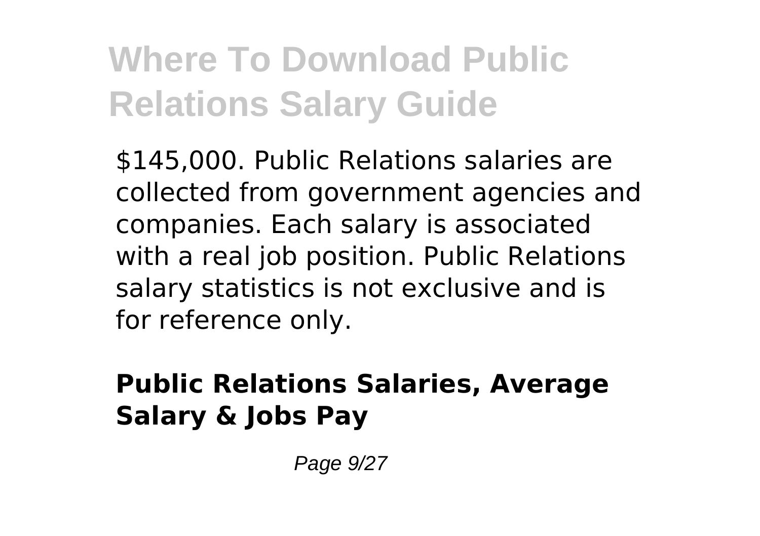$145,000. Public Relations salaries are collected from government agencies and companies. Each salary is associated with a real job position. Public Relations salary statistics is not exclusive and is for reference only.

**Public Relations Salaries, Average Salary & Jobs Pay**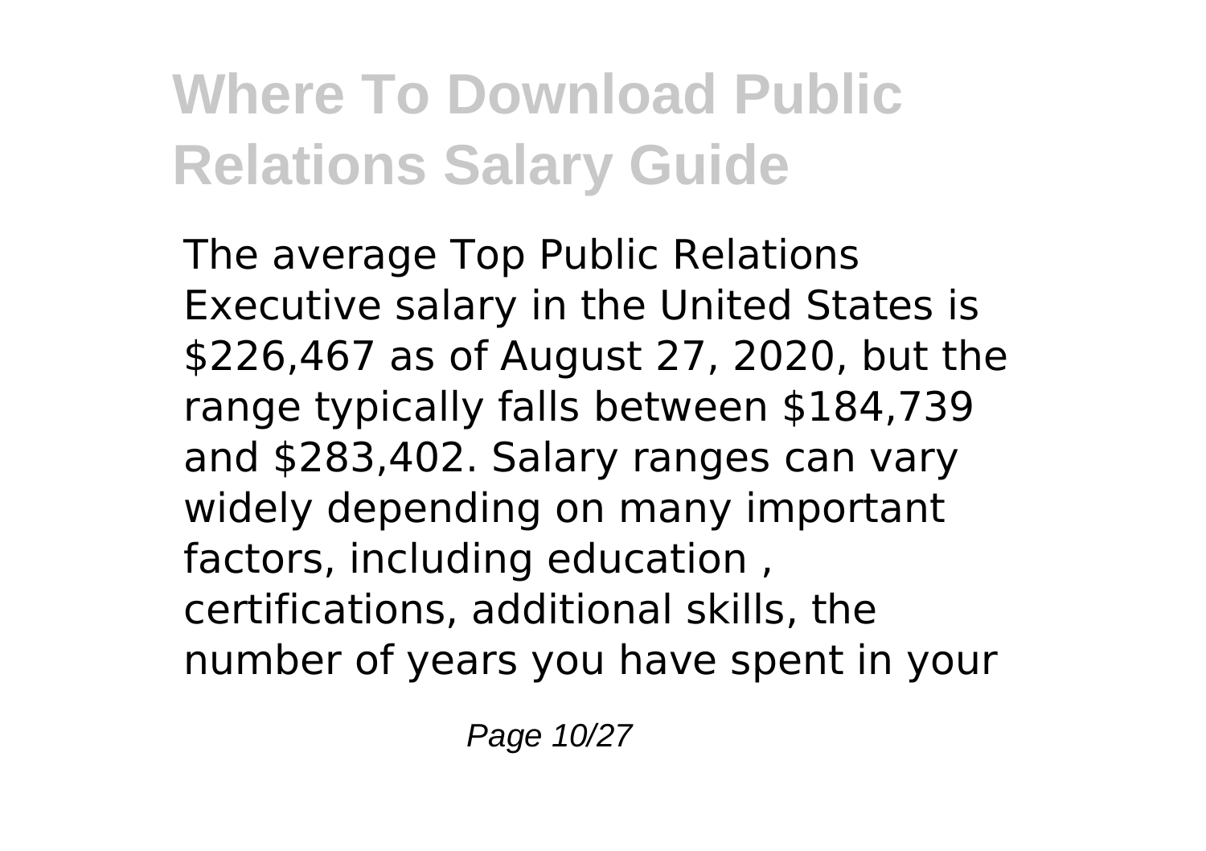# Where To Download Public Relations Salary Guide

The average Top Public Relations Executive salary in the United States is $226,467 as of August 27, 2020, but the range typically falls between $184,739 and $283,402. Salary ranges can vary widely depending on many important factors, including education , certifications, additional skills, the number of years you have spent in your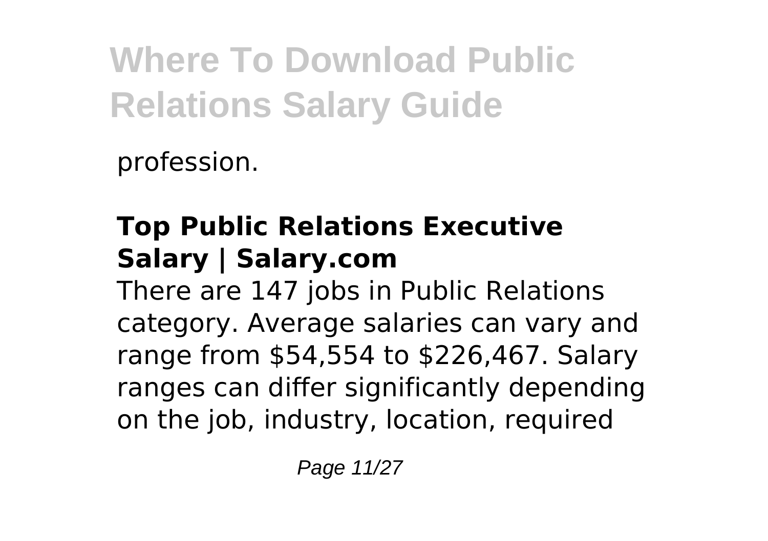profession.

**Top Public Relations Executive Salary | Salary.com**

There are 147 jobs in Public Relations category. Average salaries can vary and range from $54,554 to $226,467. Salary ranges can differ significantly depending on the job, industry, location, required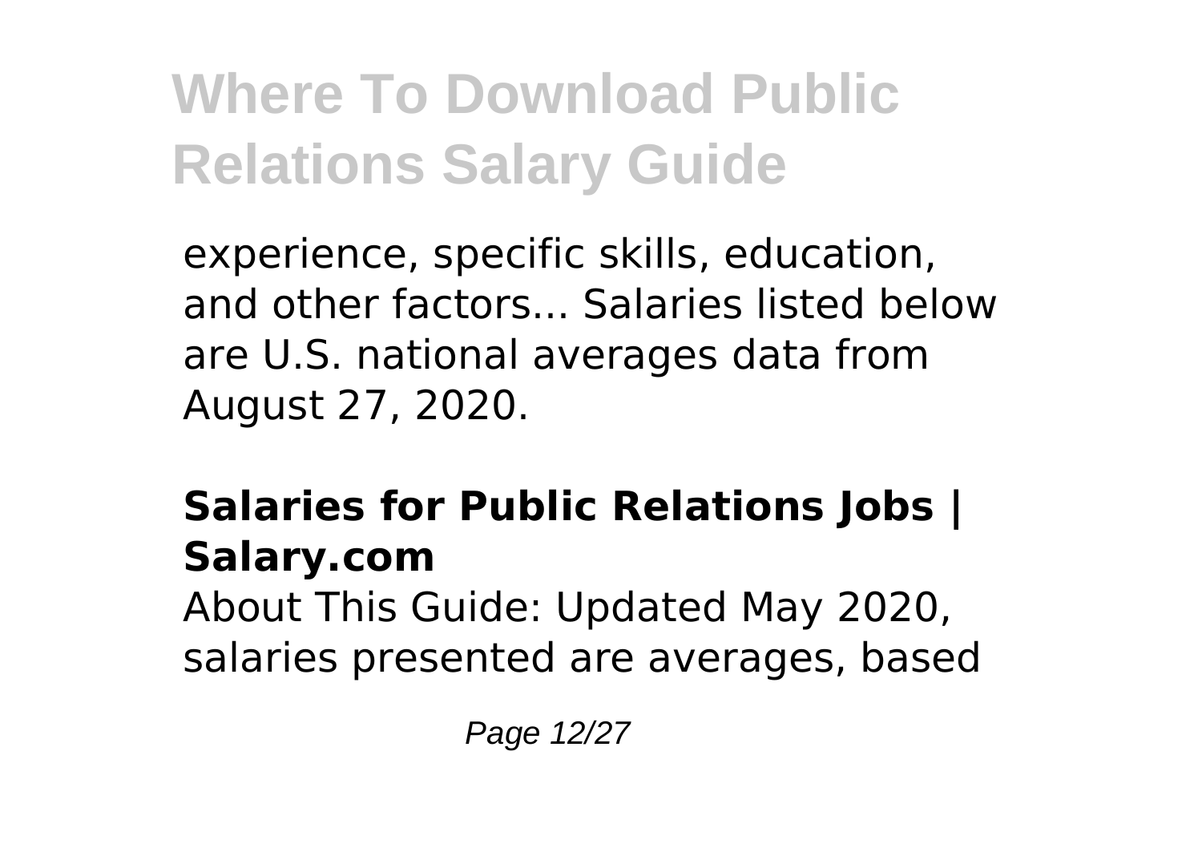experience, specific skills, education, and other factors... Salaries listed below are U.S. national averages data from August 27, 2020.

**Salaries for Public Relations Jobs | Salary.com**

About This Guide: Updated May 2020, salaries presented are averages, based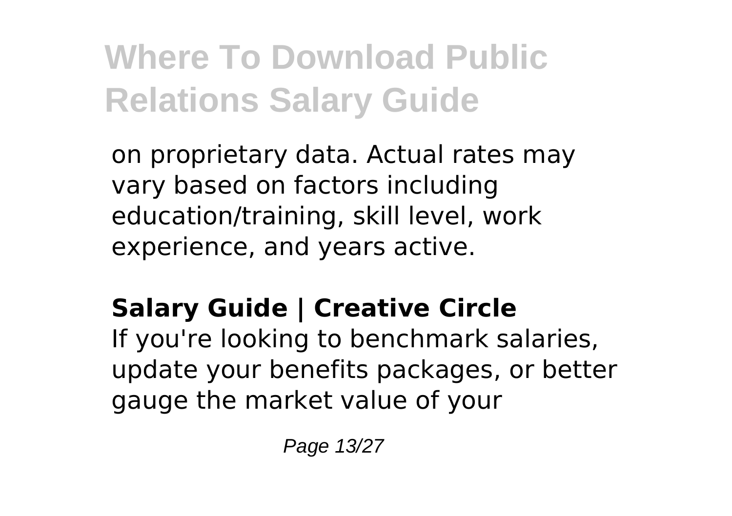on proprietary data. Actual rates may vary based on factors including education/training, skill level, work experience, and years active.

### Salary Guide | Creative Circle

If you're looking to benchmark salaries, update your benefits packages, or better gauge the market value of your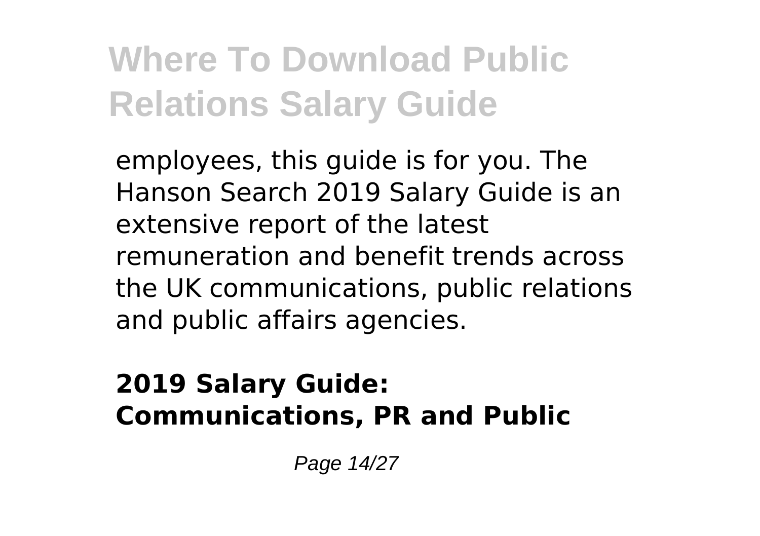employees, this guide is for you. The Hanson Search 2019 Salary Guide is an extensive report of the latest remuneration and benefit trends across the UK communications, public relations and public affairs agencies.

**2019 Salary Guide: Communications, PR and Public**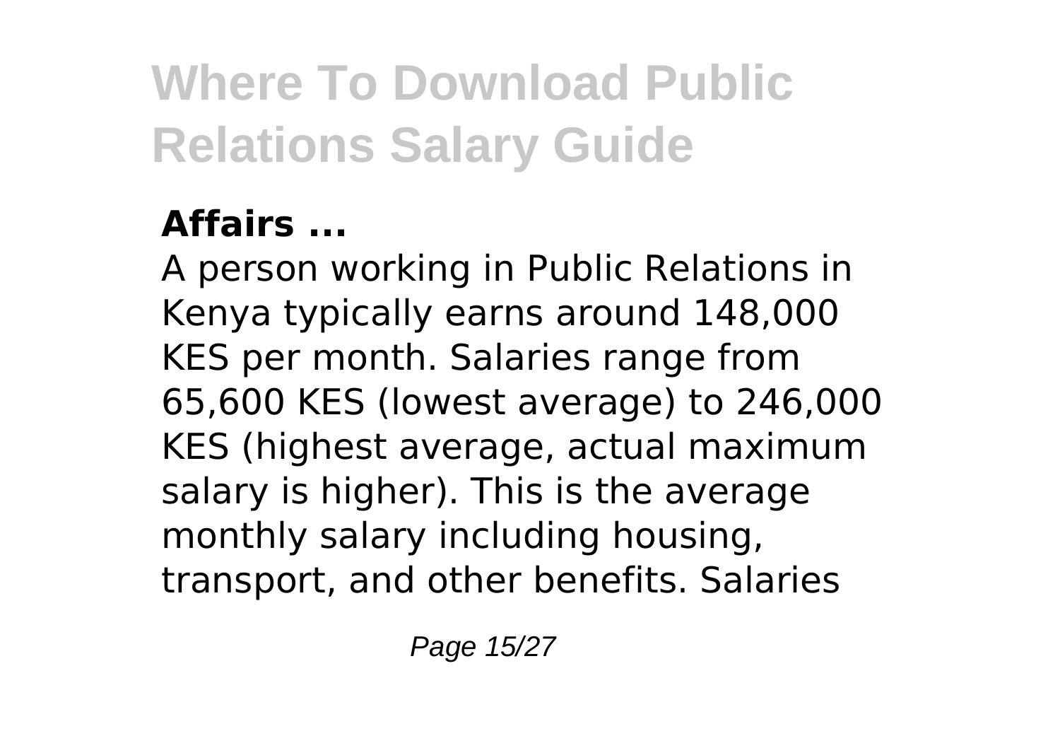### Affairs ...

A person working in Public Relations in Kenya typically earns around 148,000 KES per month. Salaries range from 65,600 KES (lowest average) to 246,000 KES (highest average, actual maximum salary is higher). This is the average monthly salary including housing, transport, and other benefits. Salaries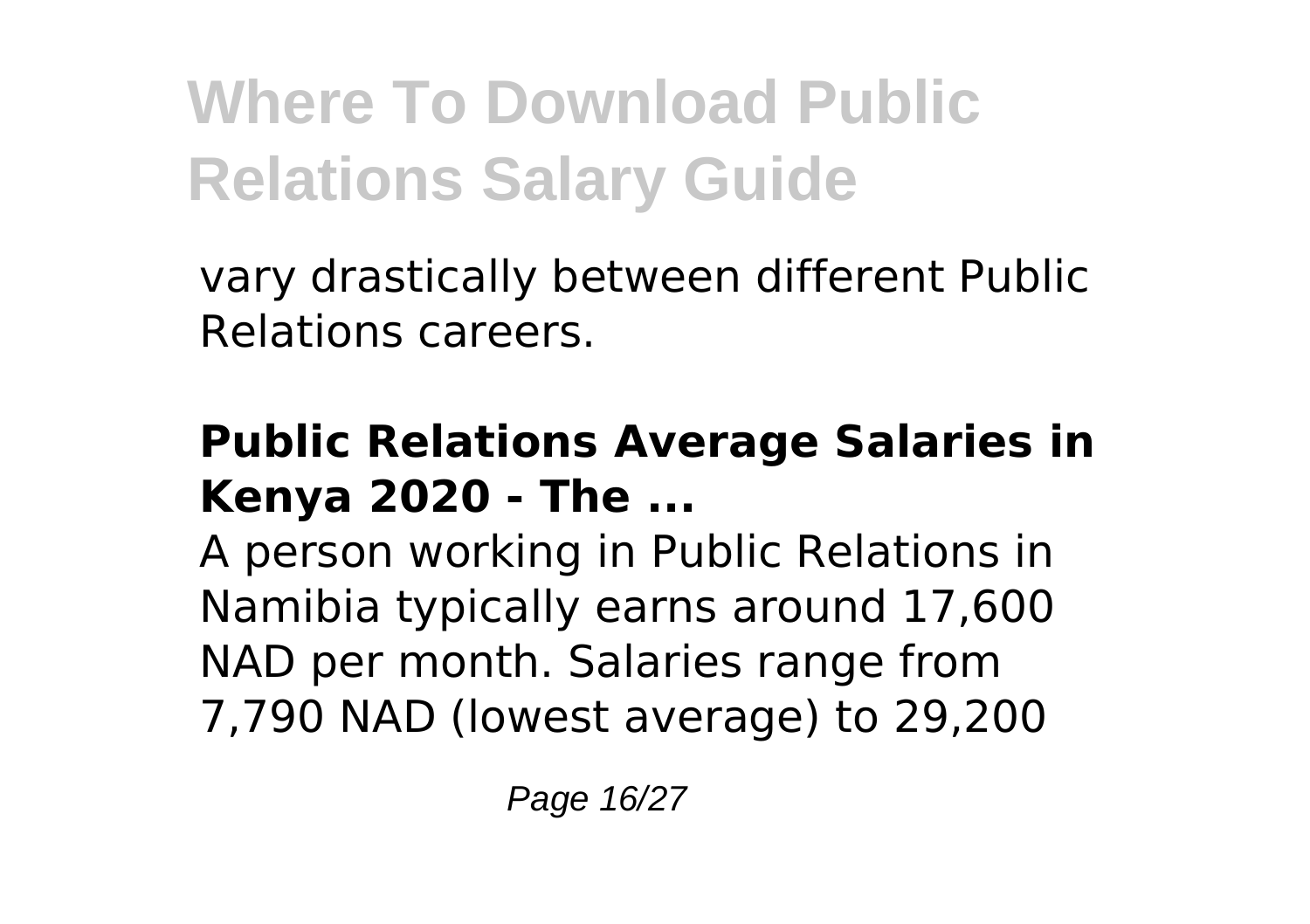vary drastically between different Public Relations careers.

### Public Relations Average Salaries in Kenya 2020 - The ...

A person working in Public Relations in Namibia typically earns around 17,600 NAD per month. Salaries range from 7,790 NAD (lowest average) to 29,200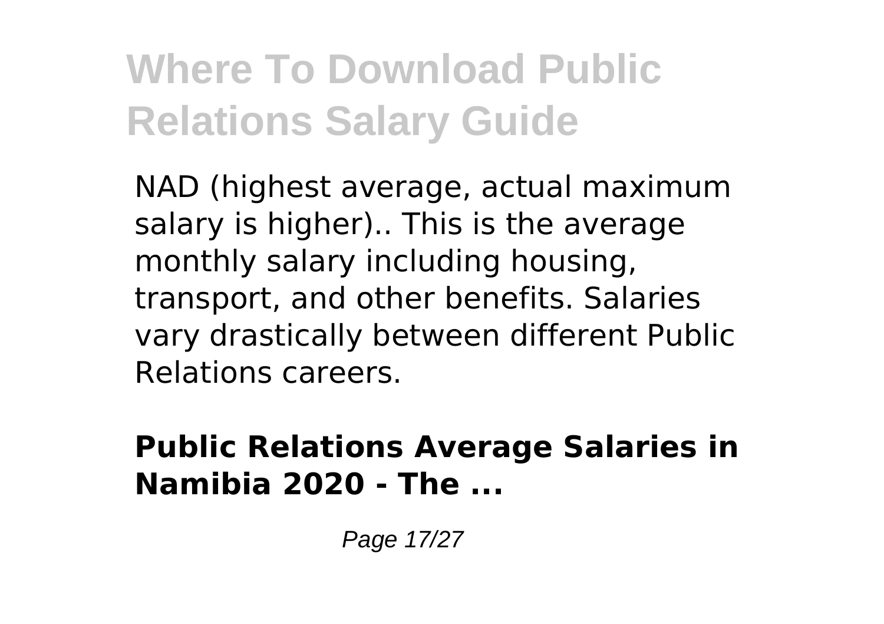NAD (highest average, actual maximum salary is higher).. This is the average monthly salary including housing, transport, and other benefits. Salaries vary drastically between different Public Relations careers.

**Public Relations Average Salaries in Namibia 2020 - The ...**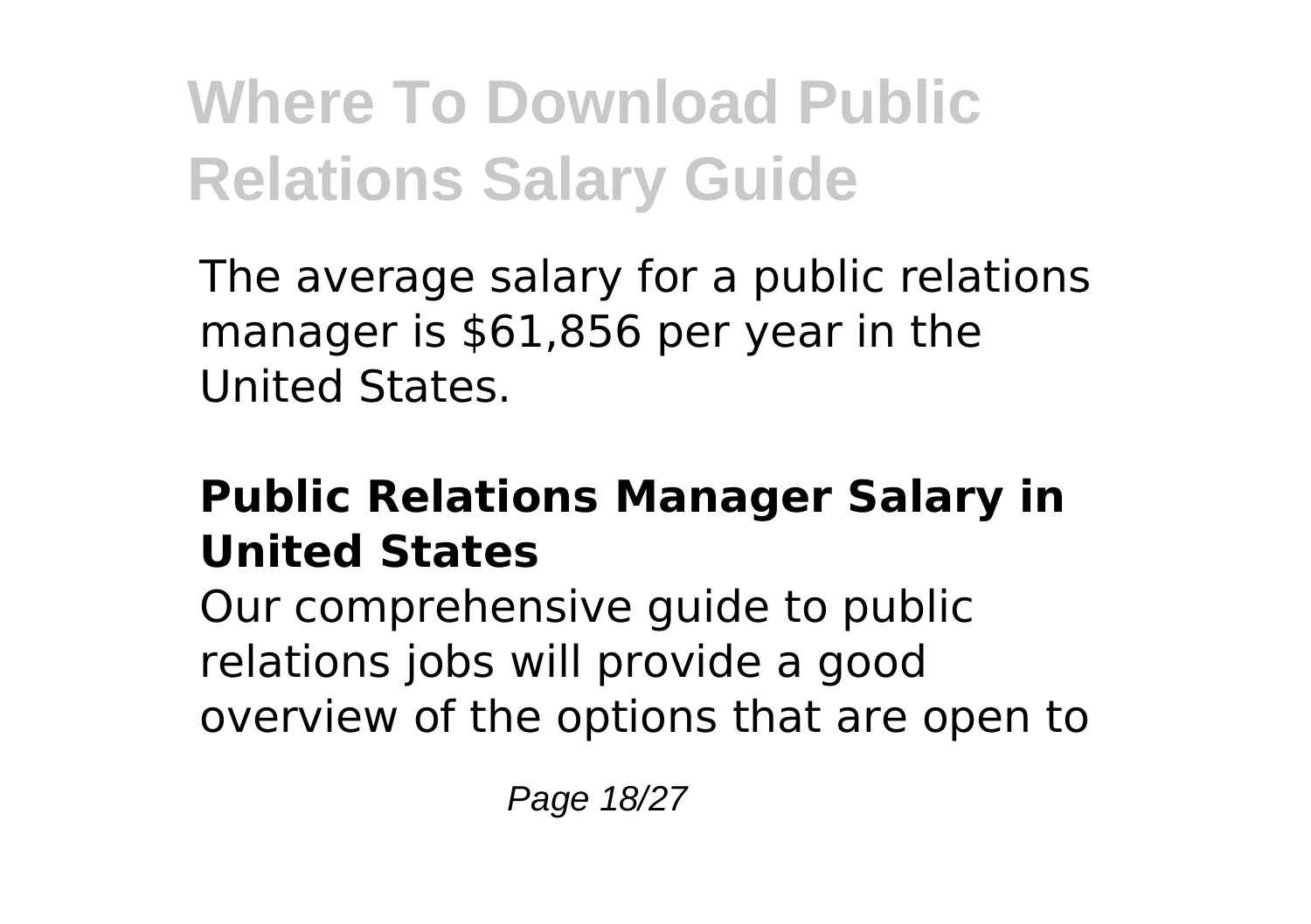The average salary for a public relations manager is $61,856 per year in the United States.

### Public Relations Manager Salary in United States

Our comprehensive guide to public relations jobs will provide a good overview of the options that are open to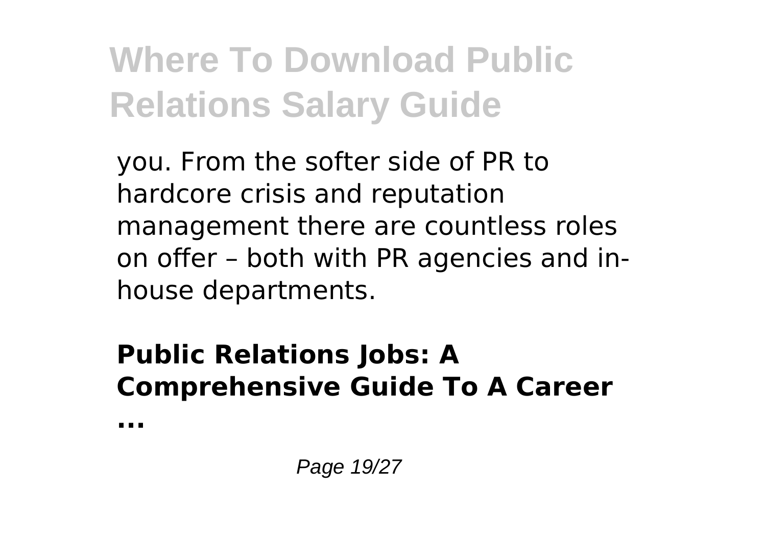you. From the softer side of PR to hardcore crisis and reputation management there are countless roles on offer – both with PR agencies and in-house departments.

**Public Relations Jobs: A Comprehensive Guide To A Career ...**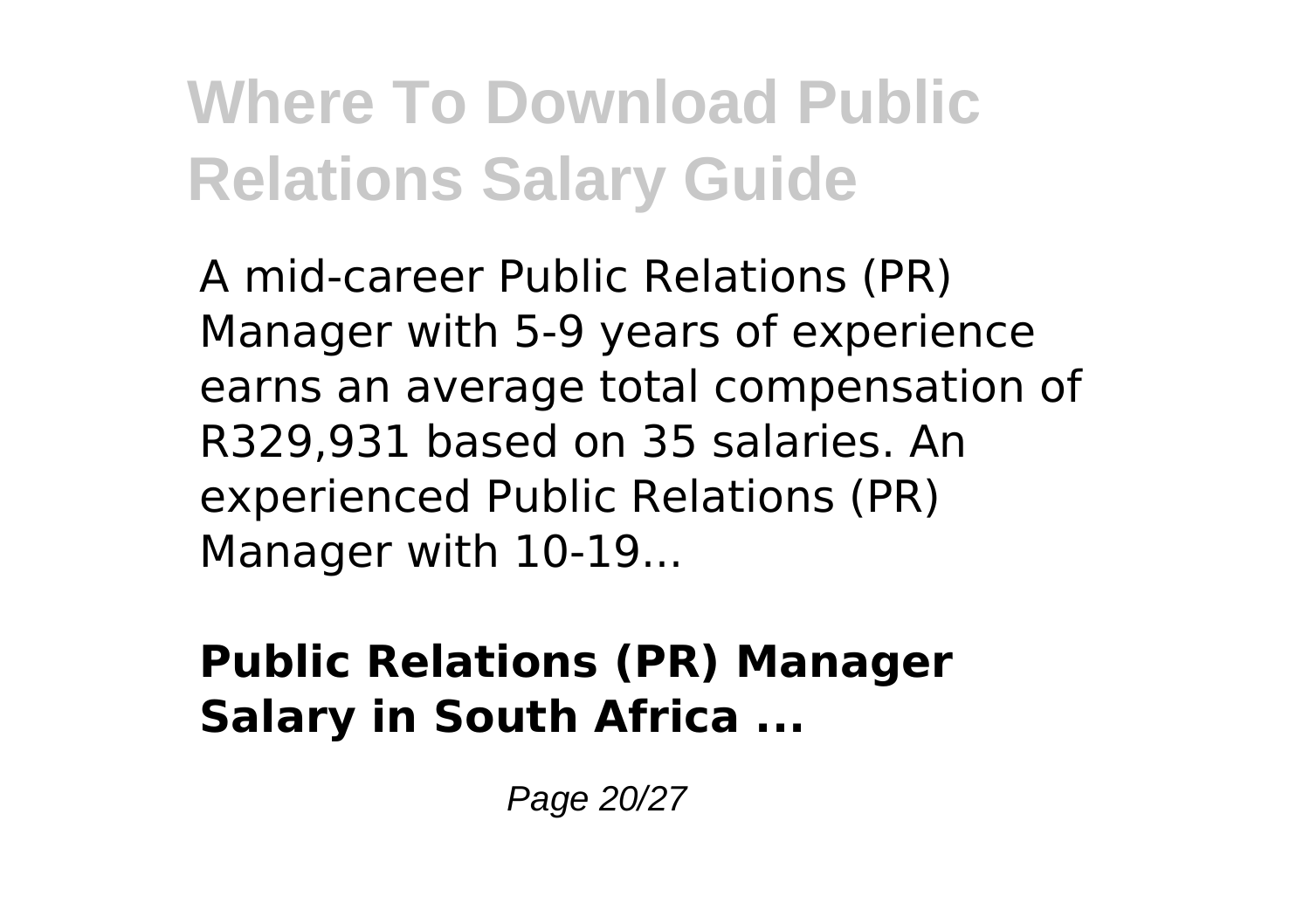A mid-career Public Relations (PR) Manager with 5-9 years of experience earns an average total compensation of R329,931 based on 35 salaries. An experienced Public Relations (PR) Manager with 10-19...

**Public Relations (PR) Manager Salary in South Africa ...**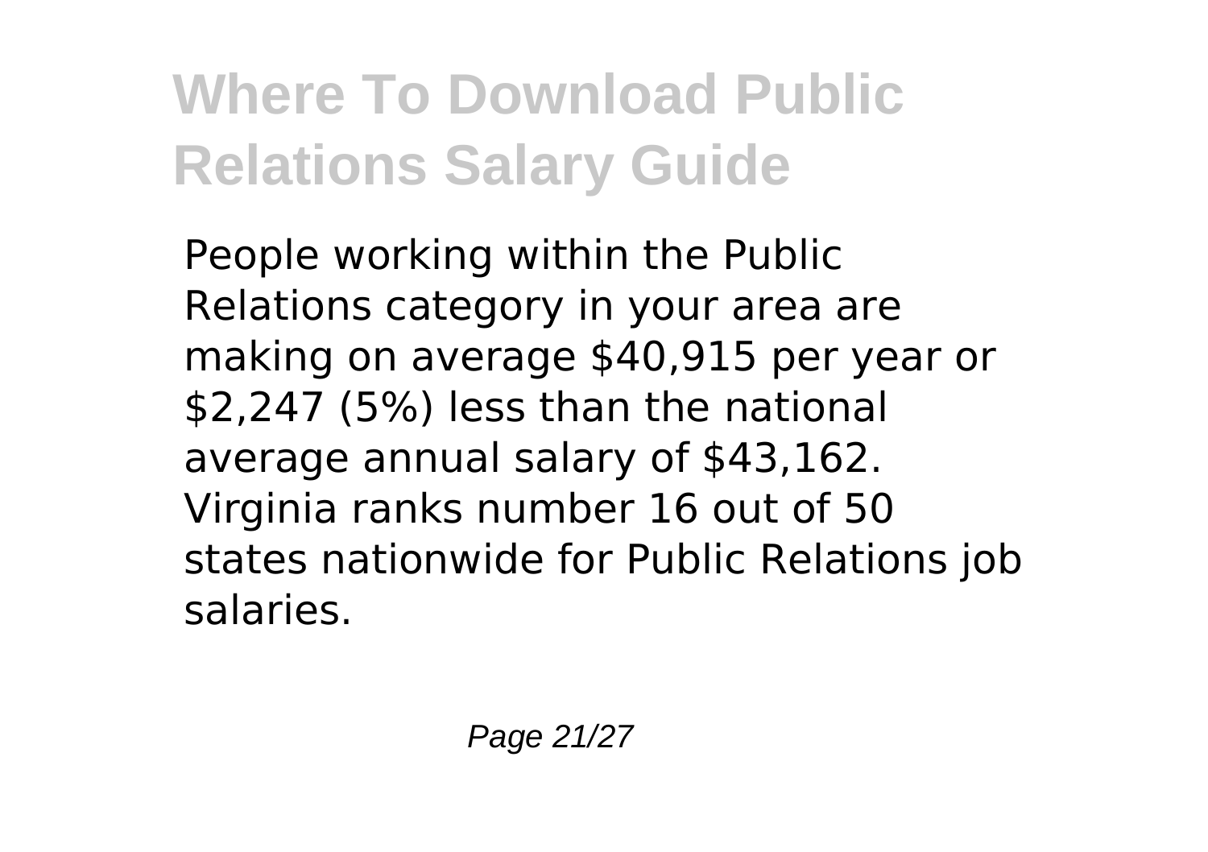# Where To Download Public Relations Salary Guide

People working within the Public Relations category in your area are making on average $40,915 per year or $2,247 (5%) less than the national average annual salary of $43,162. Virginia ranks number 16 out of 50 states nationwide for Public Relations job salaries.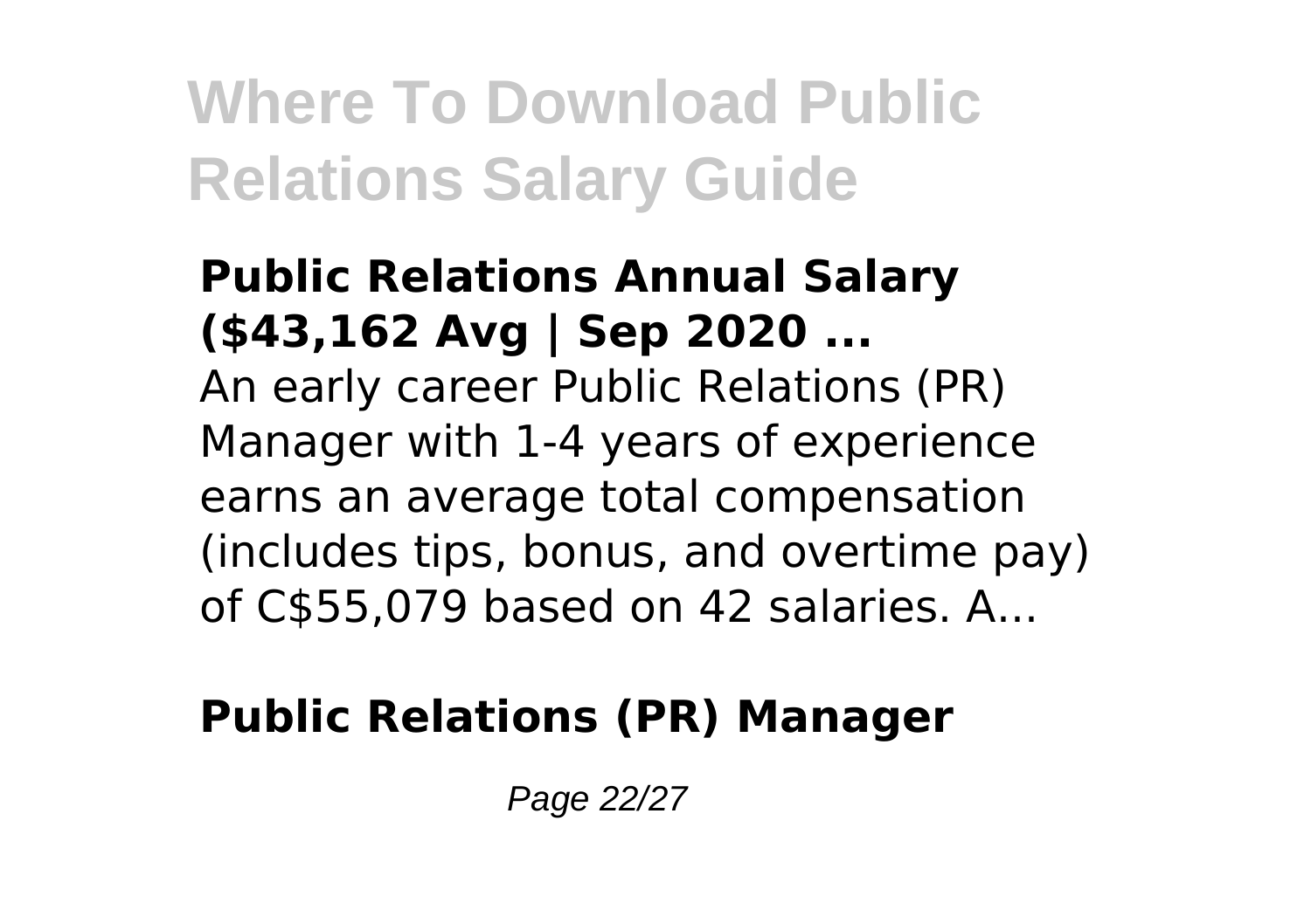### Public Relations Annual Salary ($43,162 Avg | Sep 2020 ...

An early career Public Relations (PR) Manager with 1-4 years of experience earns an average total compensation (includes tips, bonus, and overtime pay) of C$55,079 based on 42 salaries. A...

### Public Relations (PR) Manager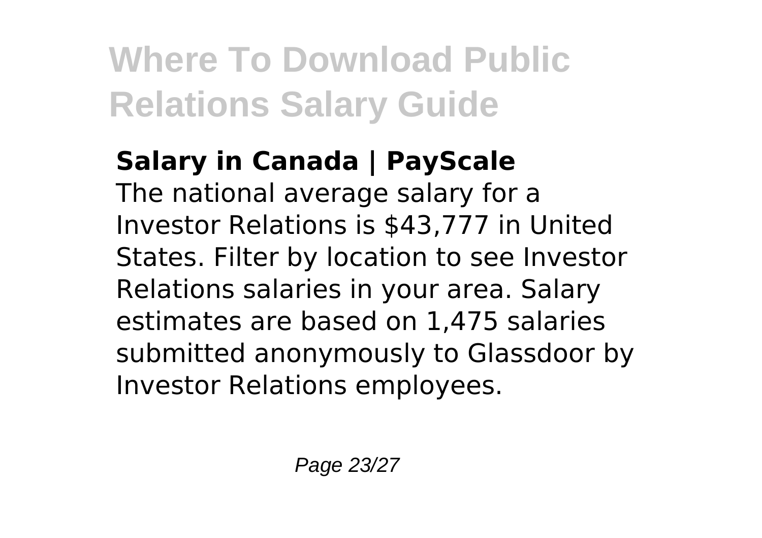**Salary in Canada | PayScale**

The national average salary for a Investor Relations is $43,777 in United States. Filter by location to see Investor Relations salaries in your area. Salary estimates are based on 1,475 salaries submitted anonymously to Glassdoor by Investor Relations employees.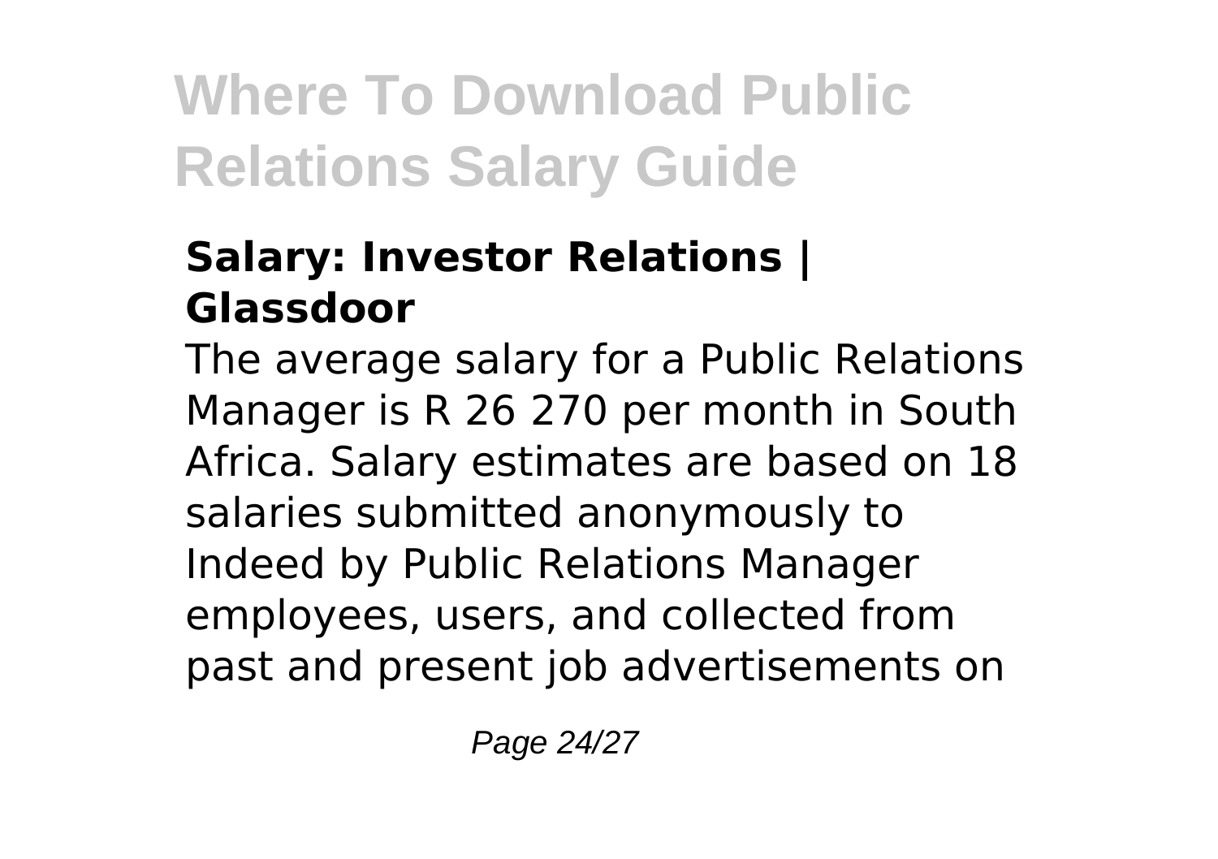### Salary: Investor Relations | Glassdoor

The average salary for a Public Relations Manager is R 26 270 per month in South Africa. Salary estimates are based on 18 salaries submitted anonymously to Indeed by Public Relations Manager employees, users, and collected from past and present job advertisements on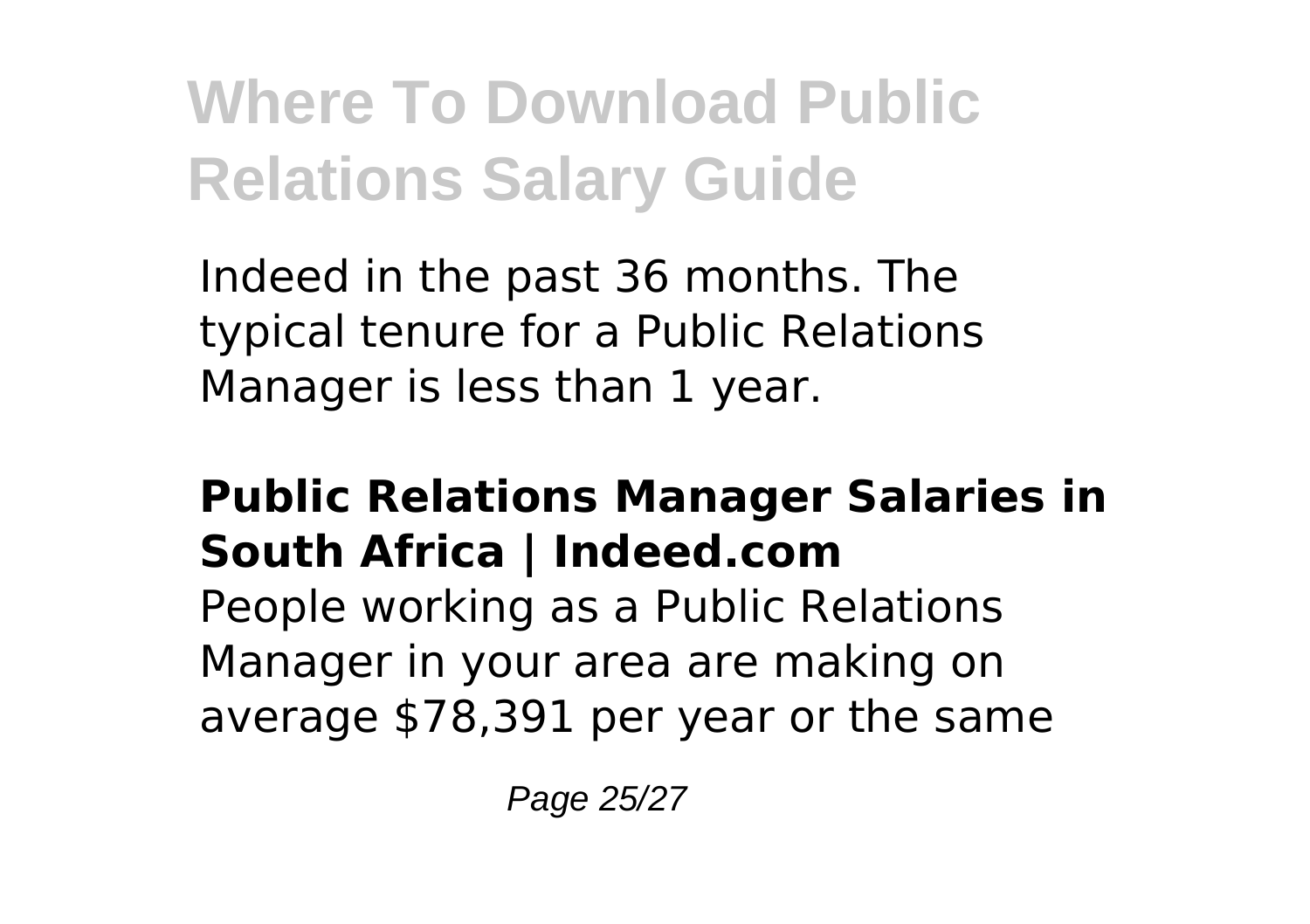Indeed in the past 36 months. The typical tenure for a Public Relations Manager is less than 1 year.

**Public Relations Manager Salaries in South Africa | Indeed.com**

People working as a Public Relations Manager in your area are making on average $78,391 per year or the same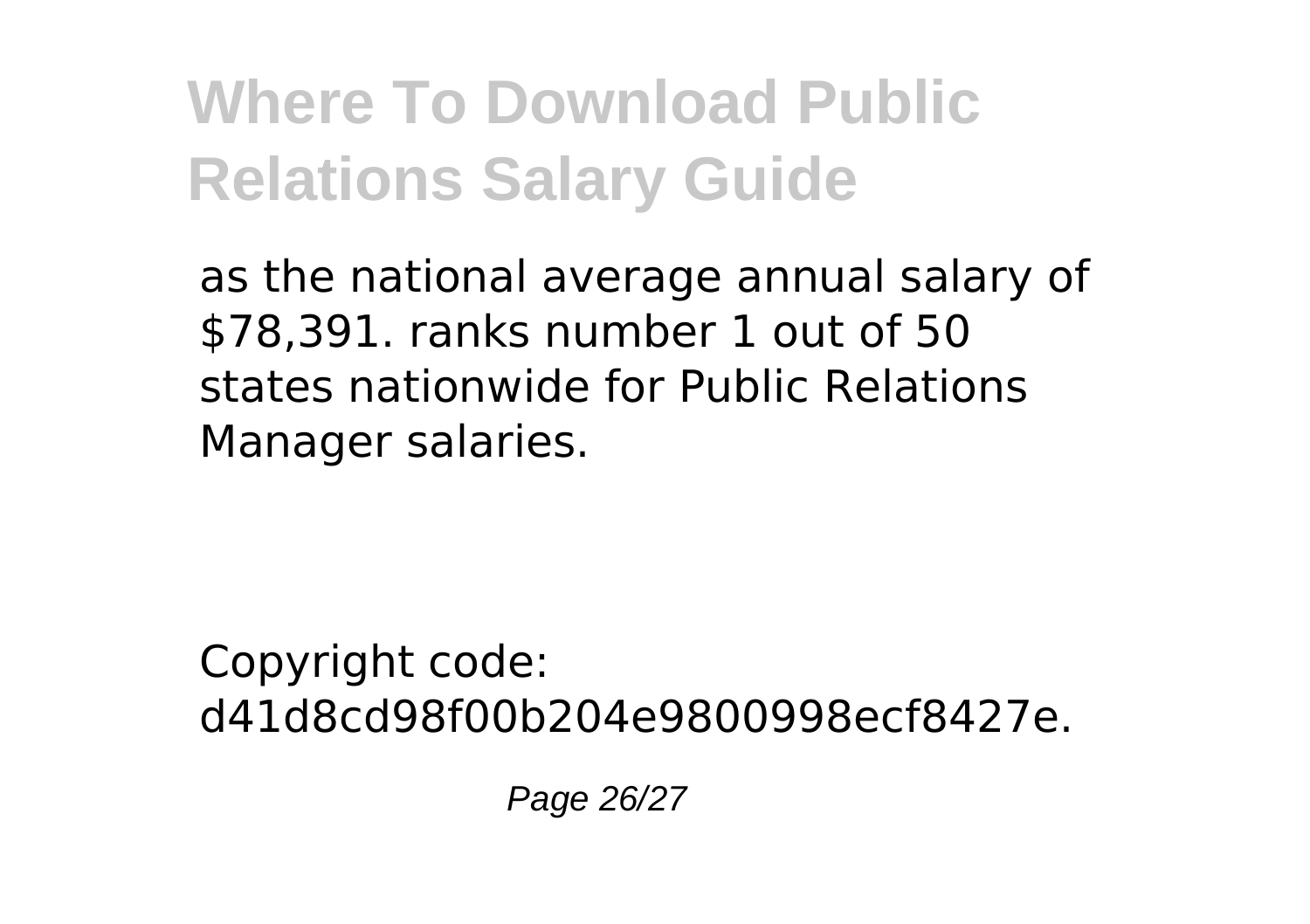as the national average annual salary of $78,391. ranks number 1 out of 50 states nationwide for Public Relations Manager salaries.

Copyright code: d41d8cd98f00b204e9800998ecf8427e.